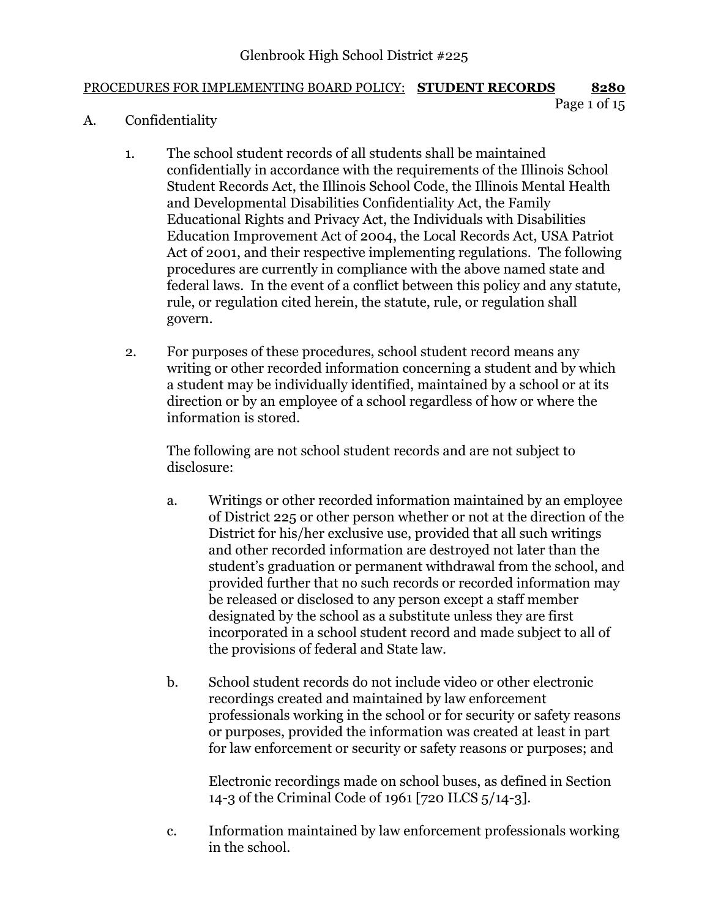Glenbrook High School District #225

PROCEDURES FOR IMPLEMENTING BOARD POLICY: **STUDENT RECORDS** **8280**

A. Confidentiality

1. The school student records of all students shall be maintained confidentially in accordance with the requirements of the Illinois School Student Records Act, the Illinois School Code, the Illinois Mental Health and Developmental Disabilities Confidentiality Act, the Family Educational Rights and Privacy Act, the Individuals with Disabilities Education Improvement Act of 2004, the Local Records Act, USA Patriot Act of 2001, and their respective implementing regulations. The following procedures are currently in compliance with the above named state and federal laws. In the event of a conflict between this policy and any statute, rule, or regulation cited herein, the statute, rule, or regulation shall govern.

2. For purposes of these procedures, school student record means any writing or other recorded information concerning a student and by which a student may be individually identified, maintained by a school or at its direction or by an employee of a school regardless of how or where the information is stored.

   The following are not school student records and are not subject to disclosure:

   a. Writings or other recorded information maintained by an employee of District 225 or other person whether or not at the direction of the District for his/her exclusive use, provided that all such writings and other recorded information are destroyed not later than the student's graduation or permanent withdrawal from the school, and provided further that no such records or recorded information may be released or disclosed to any person except a staff member designated by the school as a substitute unless they are first incorporated in a school student record and made subject to all of the provisions of federal and State law.

   b. School student records do not include video or other electronic recordings created and maintained by law enforcement professionals working in the school or for security or safety reasons or purposes, provided the information was created at least in part for law enforcement or security or safety reasons or purposes; and

      Electronic recordings made on school buses, as defined in Section 14-3 of the Criminal Code of 1961 [720 ILCS 5/14-3].

   c. Information maintained by law enforcement professionals working in the school.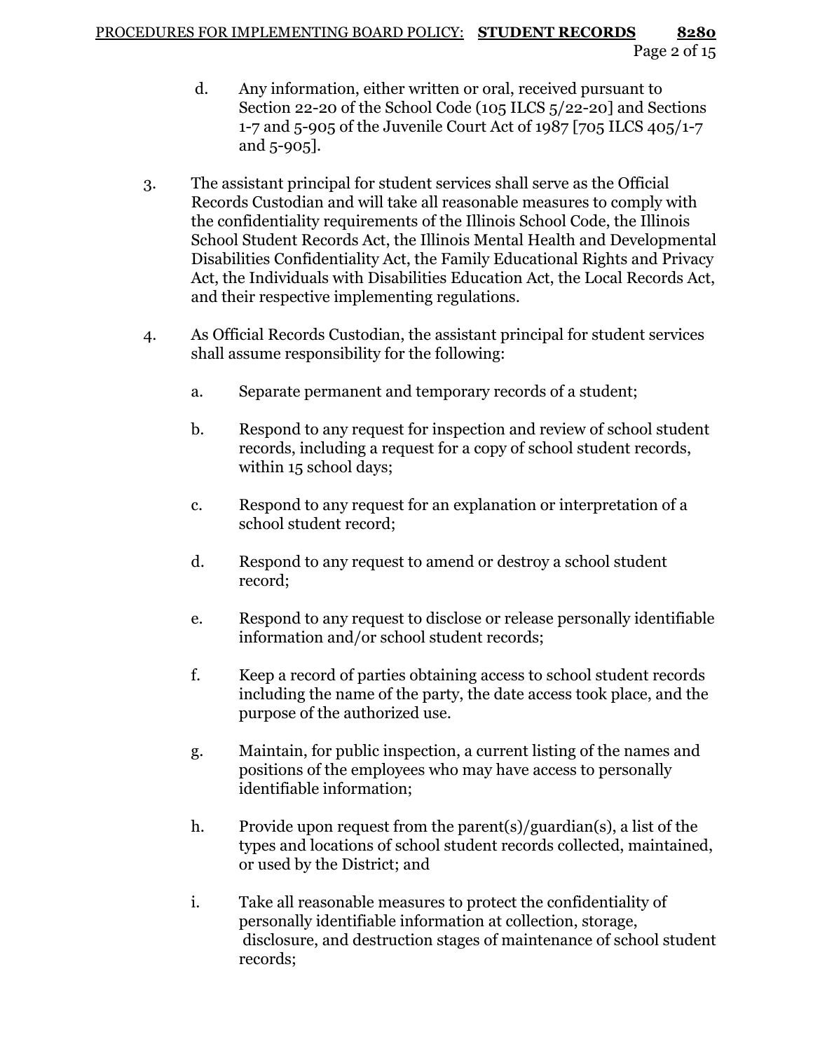d. Any information, either written or oral, received pursuant to Section 22-20 of the School Code (105 ILCS 5/22-20] and Sections 1-7 and 5-905 of the Juvenile Court Act of 1987 [705 ILCS 405/1-7 and 5-905].

3. The assistant principal for student services shall serve as the Official Records Custodian and will take all reasonable measures to comply with the confidentiality requirements of the Illinois School Code, the Illinois School Student Records Act, the Illinois Mental Health and Developmental Disabilities Confidentiality Act, the Family Educational Rights and Privacy Act, the Individuals with Disabilities Education Act, the Local Records Act, and their respective implementing regulations.

4. As Official Records Custodian, the assistant principal for student services shall assume responsibility for the following:

   a. Separate permanent and temporary records of a student;

   b. Respond to any request for inspection and review of school student records, including a request for a copy of school student records, within 15 school days;

   c. Respond to any request for an explanation or interpretation of a school student record;

   d. Respond to any request to amend or destroy a school student record;

   e. Respond to any request to disclose or release personally identifiable information and/or school student records;

   f. Keep a record of parties obtaining access to school student records including the name of the party, the date access took place, and the purpose of the authorized use.

   g. Maintain, for public inspection, a current listing of the names and positions of the employees who may have access to personally identifiable information;

   h. Provide upon request from the parent(s)/guardian(s), a list of the types and locations of school student records collected, maintained, or used by the District; and

   i. Take all reasonable measures to protect the confidentiality of personally identifiable information at collection, storage, disclosure, and destruction stages of maintenance of school student records;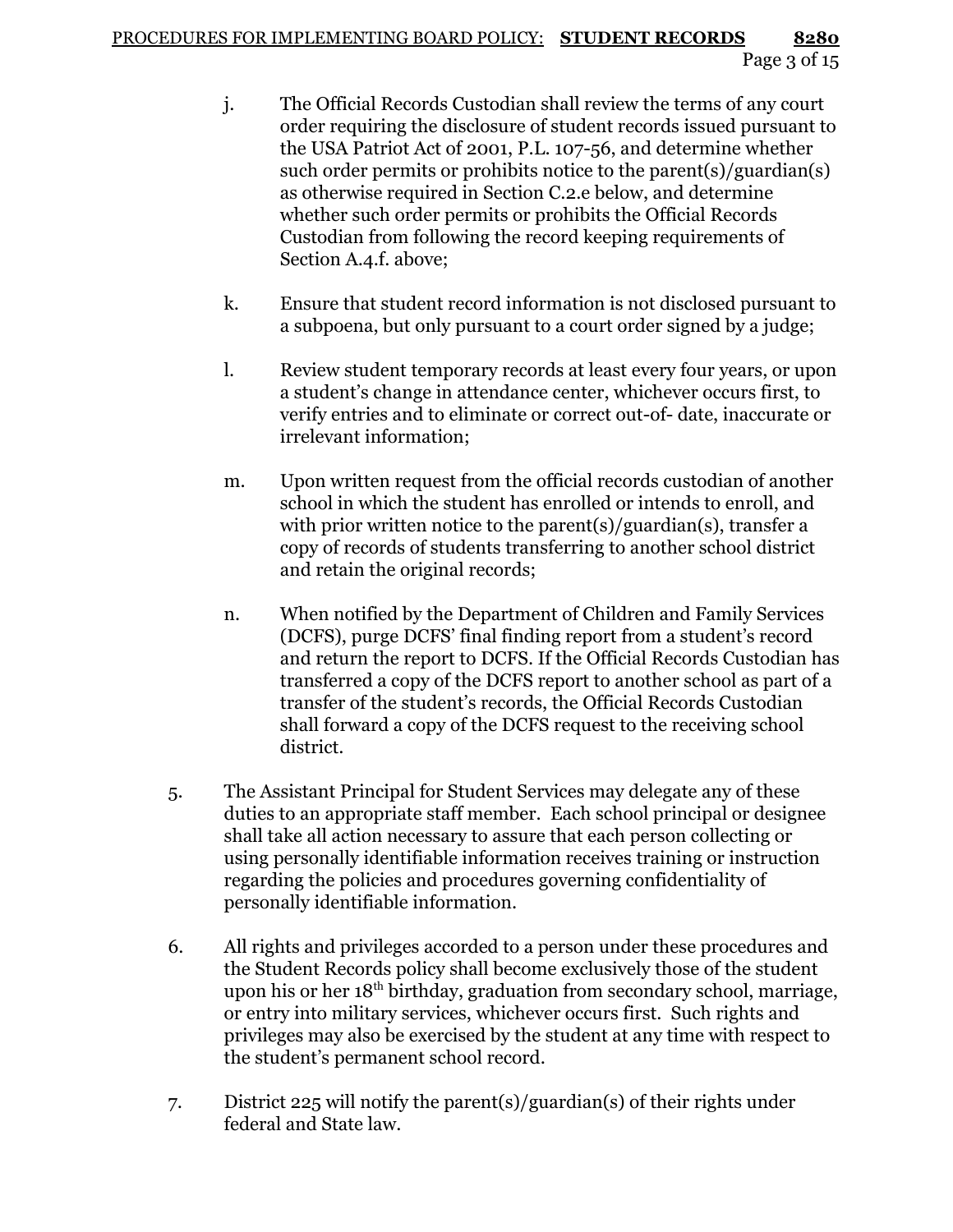j. The Official Records Custodian shall review the terms of any court order requiring the disclosure of student records issued pursuant to the USA Patriot Act of 2001, P.L. 107-56, and determine whether such order permits or prohibits notice to the parent(s)/guardian(s) as otherwise required in Section C.2.e below, and determine whether such order permits or prohibits the Official Records Custodian from following the record keeping requirements of Section A.4.f. above;

k. Ensure that student record information is not disclosed pursuant to a subpoena, but only pursuant to a court order signed by a judge;

l. Review student temporary records at least every four years, or upon a student's change in attendance center, whichever occurs first, to verify entries and to eliminate or correct out-of- date, inaccurate or irrelevant information;

m. Upon written request from the official records custodian of another school in which the student has enrolled or intends to enroll, and with prior written notice to the parent(s)/guardian(s), transfer a copy of records of students transferring to another school district and retain the original records;

n. When notified by the Department of Children and Family Services (DCFS), purge DCFS' final finding report from a student's record and return the report to DCFS. If the Official Records Custodian has transferred a copy of the DCFS report to another school as part of a transfer of the student's records, the Official Records Custodian shall forward a copy of the DCFS request to the receiving school district.

5. The Assistant Principal for Student Services may delegate any of these duties to an appropriate staff member. Each school principal or designee shall take all action necessary to assure that each person collecting or using personally identifiable information receives training or instruction regarding the policies and procedures governing confidentiality of personally identifiable information.

6. All rights and privileges accorded to a person under these procedures and the Student Records policy shall become exclusively those of the student upon his or her 18th birthday, graduation from secondary school, marriage, or entry into military services, whichever occurs first. Such rights and privileges may also be exercised by the student at any time with respect to the student's permanent school record.

7. District 225 will notify the parent(s)/guardian(s) of their rights under federal and State law.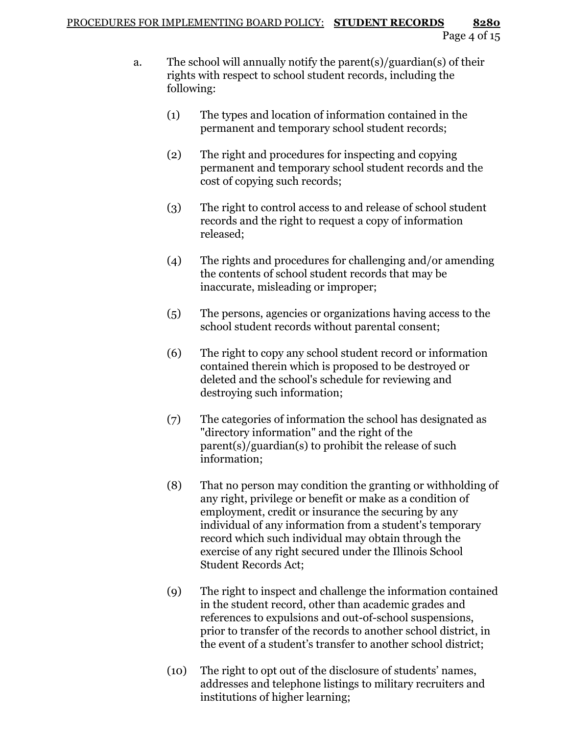a. The school will annually notify the parent(s)/guardian(s) of their rights with respect to school student records, including the following:

   (1) The types and location of information contained in the permanent and temporary school student records;

   (2) The right and procedures for inspecting and copying permanent and temporary school student records and the cost of copying such records;

   (3) The right to control access to and release of school student records and the right to request a copy of information released;

   (4) The rights and procedures for challenging and/or amending the contents of school student records that may be inaccurate, misleading or improper;

   (5) The persons, agencies or organizations having access to the school student records without parental consent;

   (6) The right to copy any school student record or information contained therein which is proposed to be destroyed or deleted and the school's schedule for reviewing and destroying such information;

   (7) The categories of information the school has designated as "directory information" and the right of the parent(s)/guardian(s) to prohibit the release of such information;

   (8) That no person may condition the granting or withholding of any right, privilege or benefit or make as a condition of employment, credit or insurance the securing by any individual of any information from a student's temporary record which such individual may obtain through the exercise of any right secured under the Illinois School Student Records Act;

   (9) The right to inspect and challenge the information contained in the student record, other than academic grades and references to expulsions and out-of-school suspensions, prior to transfer of the records to another school district, in the event of a student's transfer to another school district;

   (10) The right to opt out of the disclosure of students' names, addresses and telephone listings to military recruiters and institutions of higher learning;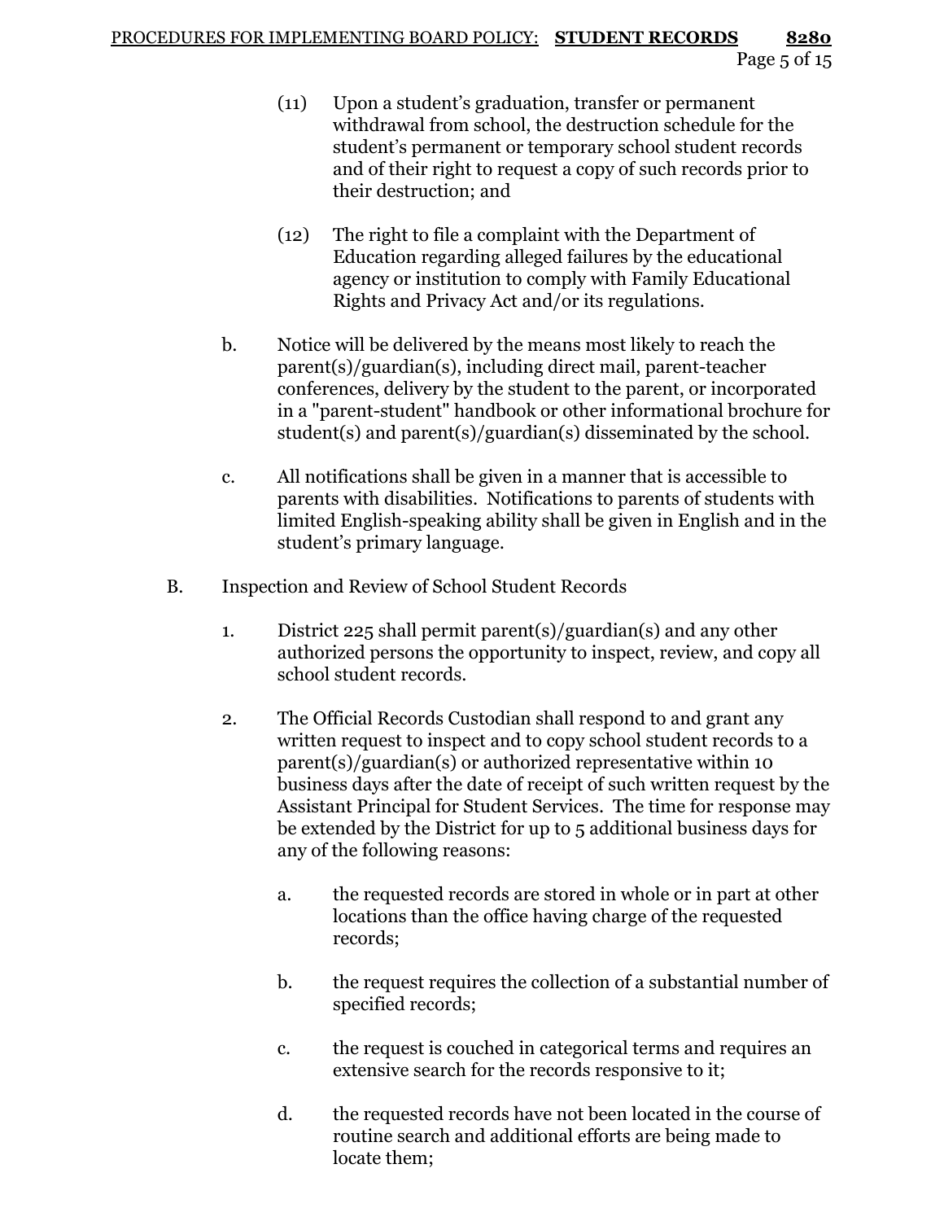(11) Upon a student's graduation, transfer or permanent withdrawal from school, the destruction schedule for the student's permanent or temporary school student records and of their right to request a copy of such records prior to their destruction; and

(12) The right to file a complaint with the Department of Education regarding alleged failures by the educational agency or institution to comply with Family Educational Rights and Privacy Act and/or its regulations.

b. Notice will be delivered by the means most likely to reach the parent(s)/guardian(s), including direct mail, parent-teacher conferences, delivery by the student to the parent, or incorporated in a "parent-student" handbook or other informational brochure for student(s) and parent(s)/guardian(s) disseminated by the school.

c. All notifications shall be given in a manner that is accessible to parents with disabilities. Notifications to parents of students with limited English-speaking ability shall be given in English and in the student's primary language.

B. Inspection and Review of School Student Records

1. District 225 shall permit parent(s)/guardian(s) and any other authorized persons the opportunity to inspect, review, and copy all school student records.

2. The Official Records Custodian shall respond to and grant any written request to inspect and to copy school student records to a parent(s)/guardian(s) or authorized representative within 10 business days after the date of receipt of such written request by the Assistant Principal for Student Services. The time for response may be extended by the District for up to 5 additional business days for any of the following reasons:

   a. the requested records are stored in whole or in part at other locations than the office having charge of the requested records;

   b. the request requires the collection of a substantial number of specified records;

   c. the request is couched in categorical terms and requires an extensive search for the records responsive to it;

   d. the requested records have not been located in the course of routine search and additional efforts are being made to locate them;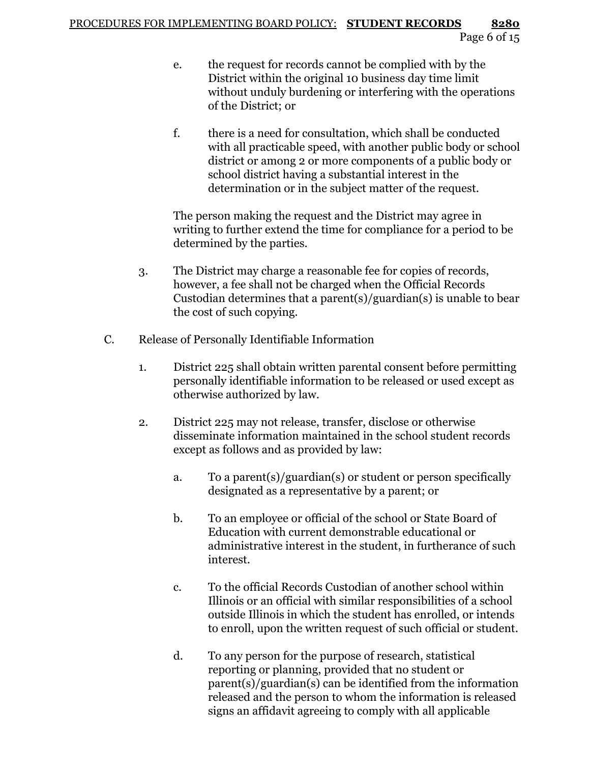e. the request for records cannot be complied with by the District within the original 10 business day time limit without unduly burdening or interfering with the operations of the District; or

f. there is a need for consultation, which shall be conducted with all practicable speed, with another public body or school district or among 2 or more components of a public body or school district having a substantial interest in the determination or in the subject matter of the request.

The person making the request and the District may agree in writing to further extend the time for compliance for a period to be determined by the parties.

3. The District may charge a reasonable fee for copies of records, however, a fee shall not be charged when the Official Records Custodian determines that a parent(s)/guardian(s) is unable to bear the cost of such copying.

C. Release of Personally Identifiable Information

1. District 225 shall obtain written parental consent before permitting personally identifiable information to be released or used except as otherwise authorized by law.

2. District 225 may not release, transfer, disclose or otherwise disseminate information maintained in the school student records except as follows and as provided by law:

   a. To a parent(s)/guardian(s) or student or person specifically designated as a representative by a parent; or

   b. To an employee or official of the school or State Board of Education with current demonstrable educational or administrative interest in the student, in furtherance of such interest.

   c. To the official Records Custodian of another school within Illinois or an official with similar responsibilities of a school outside Illinois in which the student has enrolled, or intends to enroll, upon the written request of such official or student.

   d. To any person for the purpose of research, statistical reporting or planning, provided that no student or parent(s)/guardian(s) can be identified from the information released and the person to whom the information is released signs an affidavit agreeing to comply with all applicable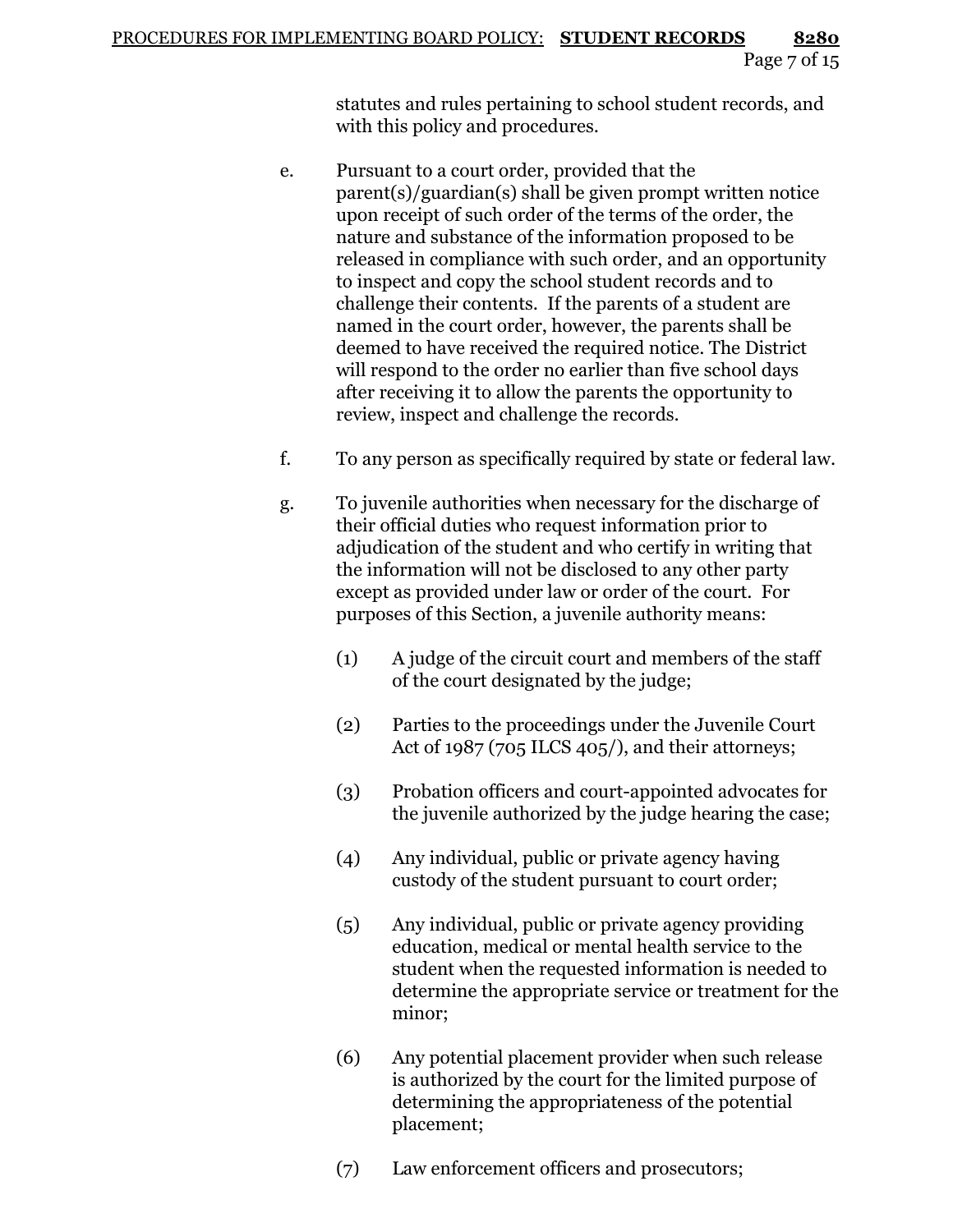statutes and rules pertaining to school student records, and with this policy and procedures.

e. Pursuant to a court order, provided that the parent(s)/guardian(s) shall be given prompt written notice upon receipt of such order of the terms of the order, the nature and substance of the information proposed to be released in compliance with such order, and an opportunity to inspect and copy the school student records and to challenge their contents. If the parents of a student are named in the court order, however, the parents shall be deemed to have received the required notice. The District will respond to the order no earlier than five school days after receiving it to allow the parents the opportunity to review, inspect and challenge the records.

f. To any person as specifically required by state or federal law.

g. To juvenile authorities when necessary for the discharge of their official duties who request information prior to adjudication of the student and who certify in writing that the information will not be disclosed to any other party except as provided under law or order of the court. For purposes of this Section, a juvenile authority means:

   (1) A judge of the circuit court and members of the staff of the court designated by the judge;

   (2) Parties to the proceedings under the Juvenile Court Act of 1987 (705 ILCS 405/), and their attorneys;

   (3) Probation officers and court-appointed advocates for the juvenile authorized by the judge hearing the case;

   (4) Any individual, public or private agency having custody of the student pursuant to court order;

   (5) Any individual, public or private agency providing education, medical or mental health service to the student when the requested information is needed to determine the appropriate service or treatment for the minor;

   (6) Any potential placement provider when such release is authorized by the court for the limited purpose of determining the appropriateness of the potential placement;

   (7) Law enforcement officers and prosecutors;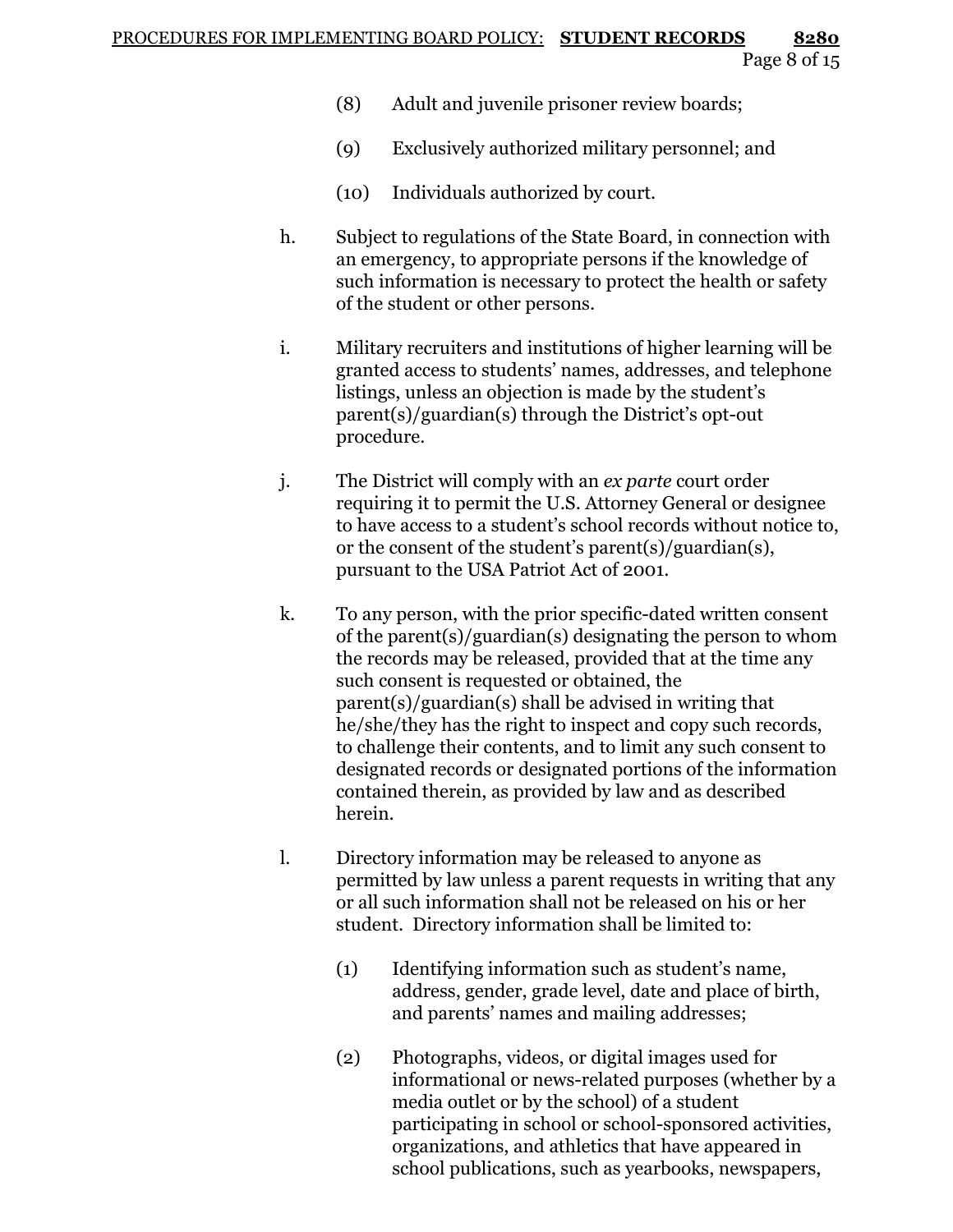(8) Adult and juvenile prisoner review boards;

(9) Exclusively authorized military personnel; and

(10) Individuals authorized by court.

h. Subject to regulations of the State Board, in connection with an emergency, to appropriate persons if the knowledge of such information is necessary to protect the health or safety of the student or other persons.

i. Military recruiters and institutions of higher learning will be granted access to students' names, addresses, and telephone listings, unless an objection is made by the student's parent(s)/guardian(s) through the District's opt-out procedure.

j. The District will comply with an *ex parte* court order requiring it to permit the U.S. Attorney General or designee to have access to a student's school records without notice to, or the consent of the student's parent(s)/guardian(s), pursuant to the USA Patriot Act of 2001.

k. To any person, with the prior specific-dated written consent of the parent(s)/guardian(s) designating the person to whom the records may be released, provided that at the time any such consent is requested or obtained, the parent(s)/guardian(s) shall be advised in writing that he/she/they has the right to inspect and copy such records, to challenge their contents, and to limit any such consent to designated records or designated portions of the information contained therein, as provided by law and as described herein.

l. Directory information may be released to anyone as permitted by law unless a parent requests in writing that any or all such information shall not be released on his or her student. Directory information shall be limited to:

(1) Identifying information such as student's name, address, gender, grade level, date and place of birth, and parents' names and mailing addresses;

(2) Photographs, videos, or digital images used for informational or news-related purposes (whether by a media outlet or by the school) of a student participating in school or school-sponsored activities, organizations, and athletics that have appeared in school publications, such as yearbooks, newspapers,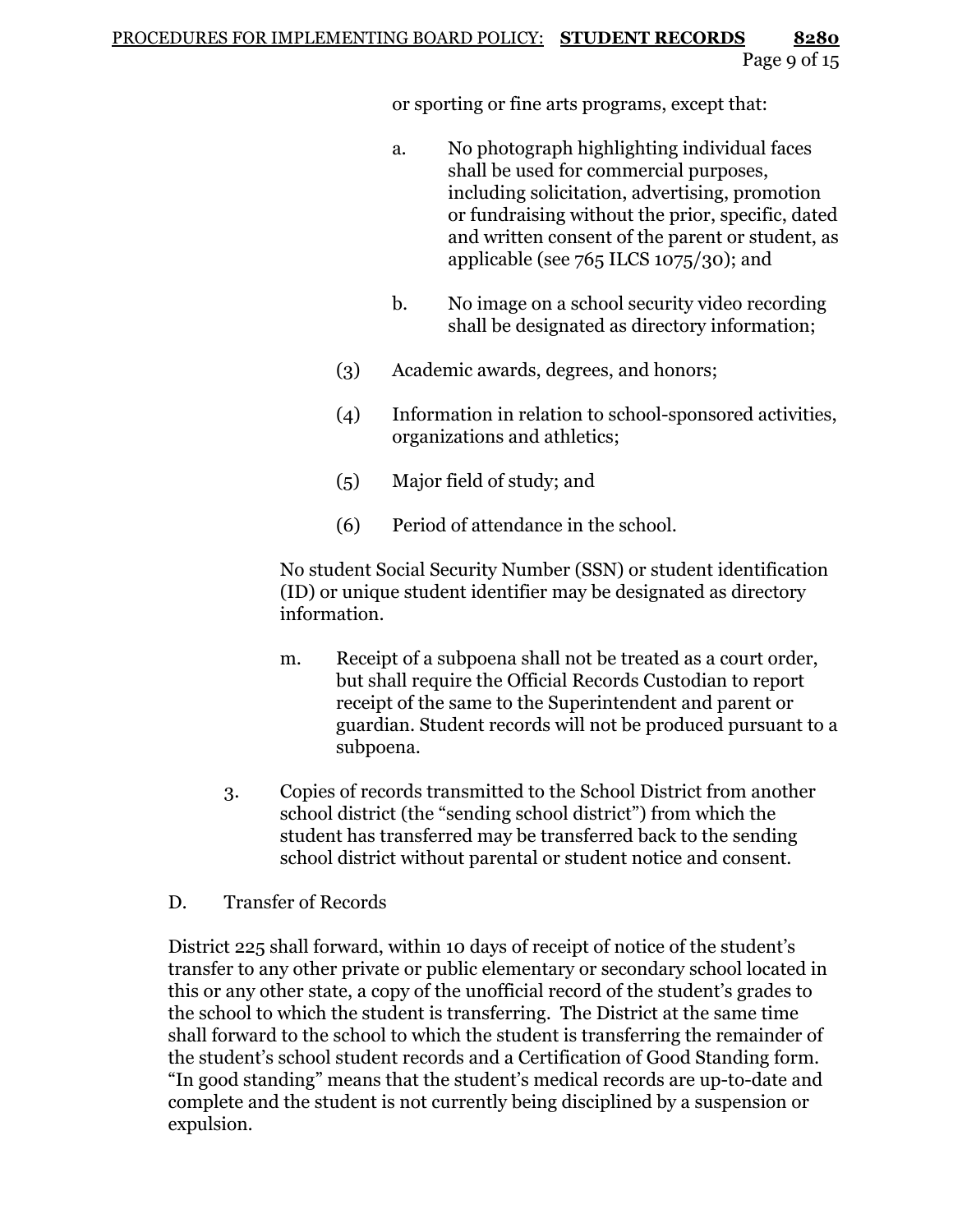or sporting or fine arts programs, except that:

a. No photograph highlighting individual faces shall be used for commercial purposes, including solicitation, advertising, promotion or fundraising without the prior, specific, dated and written consent of the parent or student, as applicable (see 765 ILCS 1075/30); and

b. No image on a school security video recording shall be designated as directory information;

(3) Academic awards, degrees, and honors;

(4) Information in relation to school-sponsored activities, organizations and athletics;

(5) Major field of study; and

(6) Period of attendance in the school.

No student Social Security Number (SSN) or student identification (ID) or unique student identifier may be designated as directory information.

m. Receipt of a subpoena shall not be treated as a court order, but shall require the Official Records Custodian to report receipt of the same to the Superintendent and parent or guardian. Student records will not be produced pursuant to a subpoena.

3. Copies of records transmitted to the School District from another school district (the "sending school district") from which the student has transferred may be transferred back to the sending school district without parental or student notice and consent.

D. Transfer of Records

District 225 shall forward, within 10 days of receipt of notice of the student's transfer to any other private or public elementary or secondary school located in this or any other state, a copy of the unofficial record of the student's grades to the school to which the student is transferring. The District at the same time shall forward to the school to which the student is transferring the remainder of the student's school student records and a Certification of Good Standing form. "In good standing" means that the student's medical records are up-to-date and complete and the student is not currently being disciplined by a suspension or expulsion.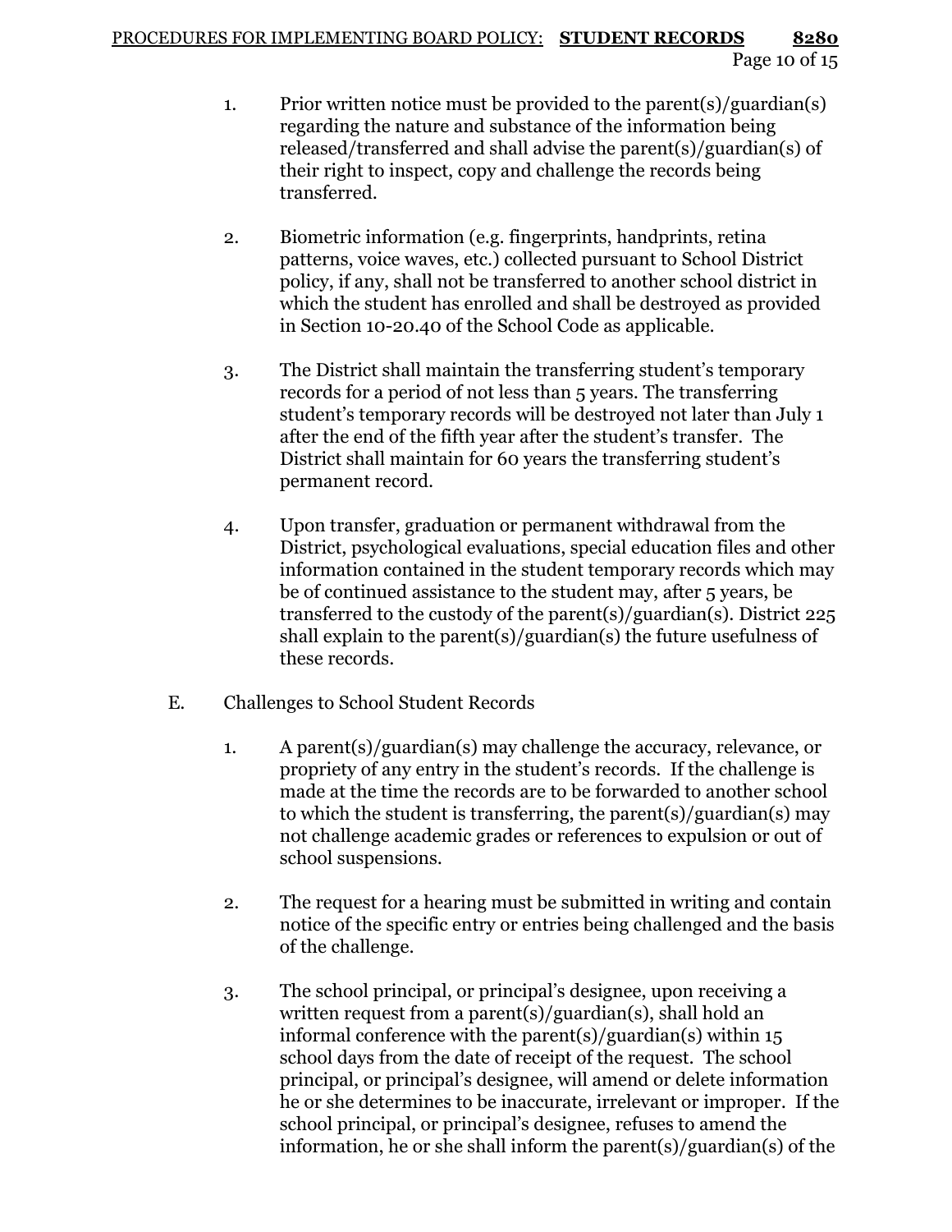1. Prior written notice must be provided to the parent(s)/guardian(s) regarding the nature and substance of the information being released/transferred and shall advise the parent(s)/guardian(s) of their right to inspect, copy and challenge the records being transferred.

2. Biometric information (e.g. fingerprints, handprints, retina patterns, voice waves, etc.) collected pursuant to School District policy, if any, shall not be transferred to another school district in which the student has enrolled and shall be destroyed as provided in Section 10-20.40 of the School Code as applicable.

3. The District shall maintain the transferring student's temporary records for a period of not less than 5 years. The transferring student's temporary records will be destroyed not later than July 1 after the end of the fifth year after the student's transfer. The District shall maintain for 60 years the transferring student's permanent record.

4. Upon transfer, graduation or permanent withdrawal from the District, psychological evaluations, special education files and other information contained in the student temporary records which may be of continued assistance to the student may, after 5 years, be transferred to the custody of the parent(s)/guardian(s). District 225 shall explain to the parent(s)/guardian(s) the future usefulness of these records.

E. Challenges to School Student Records

1. A parent(s)/guardian(s) may challenge the accuracy, relevance, or propriety of any entry in the student's records. If the challenge is made at the time the records are to be forwarded to another school to which the student is transferring, the parent(s)/guardian(s) may not challenge academic grades or references to expulsion or out of school suspensions.

2. The request for a hearing must be submitted in writing and contain notice of the specific entry or entries being challenged and the basis of the challenge.

3. The school principal, or principal's designee, upon receiving a written request from a parent(s)/guardian(s), shall hold an informal conference with the parent(s)/guardian(s) within 15 school days from the date of receipt of the request. The school principal, or principal's designee, will amend or delete information he or she determines to be inaccurate, irrelevant or improper. If the school principal, or principal's designee, refuses to amend the information, he or she shall inform the parent(s)/guardian(s) of the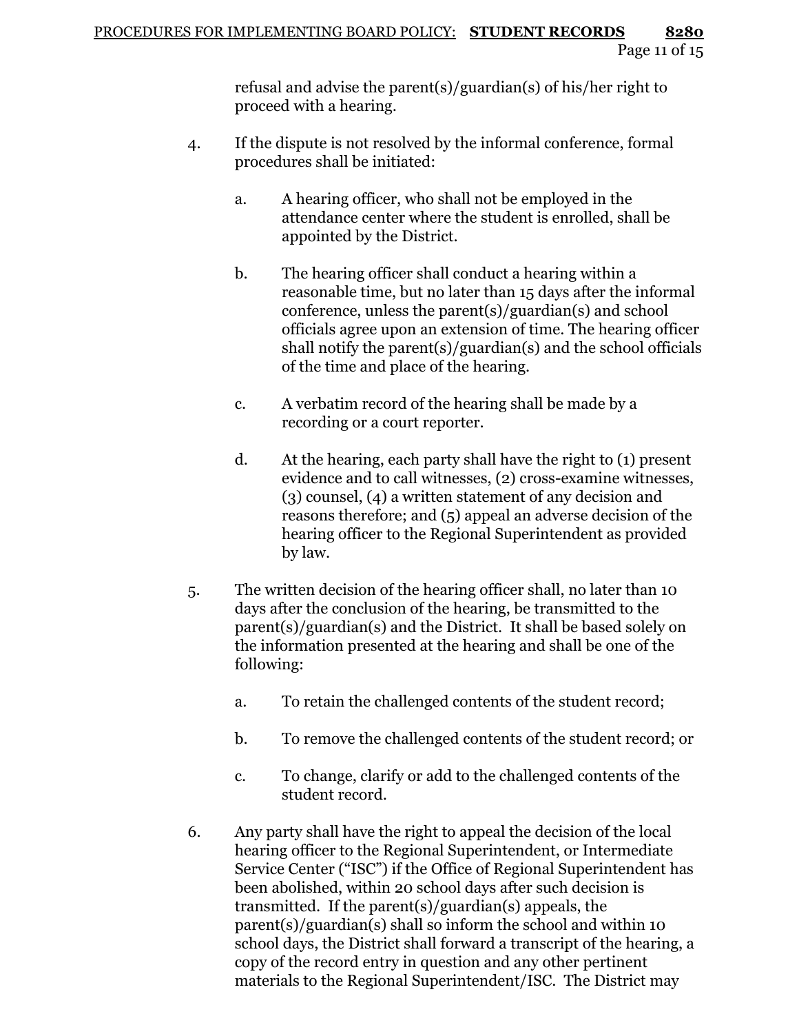refusal and advise the parent(s)/guardian(s) of his/her right to proceed with a hearing.

4. If the dispute is not resolved by the informal conference, formal procedures shall be initiated:

   a. A hearing officer, who shall not be employed in the attendance center where the student is enrolled, shall be appointed by the District.

   b. The hearing officer shall conduct a hearing within a reasonable time, but no later than 15 days after the informal conference, unless the parent(s)/guardian(s) and school officials agree upon an extension of time. The hearing officer shall notify the parent(s)/guardian(s) and the school officials of the time and place of the hearing.

   c. A verbatim record of the hearing shall be made by a recording or a court reporter.

   d. At the hearing, each party shall have the right to (1) present evidence and to call witnesses, (2) cross-examine witnesses, (3) counsel, (4) a written statement of any decision and reasons therefore; and (5) appeal an adverse decision of the hearing officer to the Regional Superintendent as provided by law.

5. The written decision of the hearing officer shall, no later than 10 days after the conclusion of the hearing, be transmitted to the parent(s)/guardian(s) and the District. It shall be based solely on the information presented at the hearing and shall be one of the following:

   a. To retain the challenged contents of the student record;

   b. To remove the challenged contents of the student record; or

   c. To change, clarify or add to the challenged contents of the student record.

6. Any party shall have the right to appeal the decision of the local hearing officer to the Regional Superintendent, or Intermediate Service Center ("ISC") if the Office of Regional Superintendent has been abolished, within 20 school days after such decision is transmitted. If the parent(s)/guardian(s) appeals, the parent(s)/guardian(s) shall so inform the school and within 10 school days, the District shall forward a transcript of the hearing, a copy of the record entry in question and any other pertinent materials to the Regional Superintendent/ISC. The District may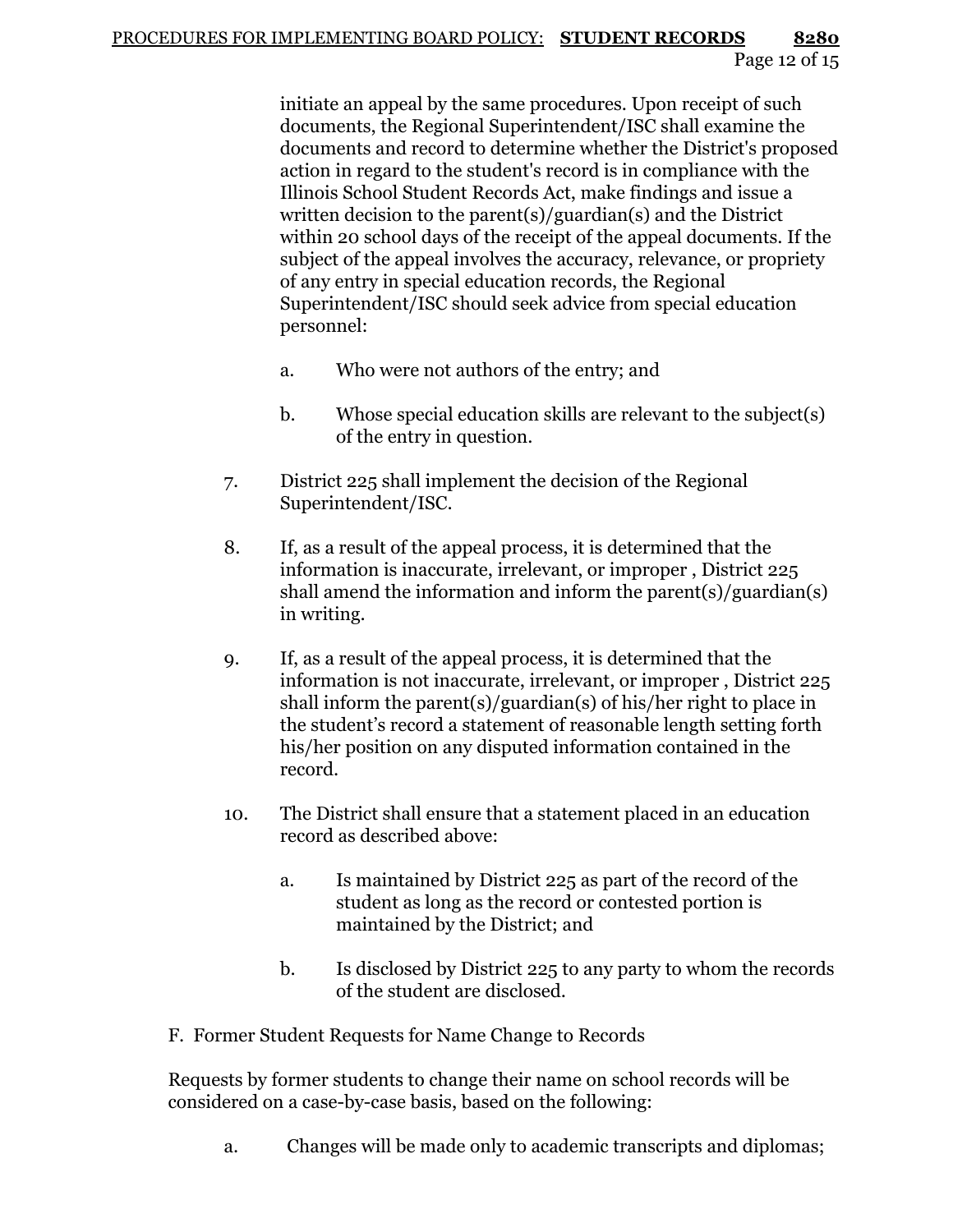initiate an appeal by the same procedures. Upon receipt of such documents, the Regional Superintendent/ISC shall examine the documents and record to determine whether the District's proposed action in regard to the student's record is in compliance with the Illinois School Student Records Act, make findings and issue a written decision to the parent(s)/guardian(s) and the District within 20 school days of the receipt of the appeal documents. If the subject of the appeal involves the accuracy, relevance, or propriety of any entry in special education records, the Regional Superintendent/ISC should seek advice from special education personnel:

   a. Who were not authors of the entry; and

   b. Whose special education skills are relevant to the subject(s) of the entry in question.

7. District 225 shall implement the decision of the Regional Superintendent/ISC.

8. If, as a result of the appeal process, it is determined that the information is inaccurate, irrelevant, or improper , District 225 shall amend the information and inform the parent(s)/guardian(s) in writing.

9. If, as a result of the appeal process, it is determined that the information is not inaccurate, irrelevant, or improper , District 225 shall inform the parent(s)/guardian(s) of his/her right to place in the student's record a statement of reasonable length setting forth his/her position on any disputed information contained in the record.

10. The District shall ensure that a statement placed in an education record as described above:

    a. Is maintained by District 225 as part of the record of the student as long as the record or contested portion is maintained by the District; and

    b. Is disclosed by District 225 to any party to whom the records of the student are disclosed.

F. Former Student Requests for Name Change to Records

Requests by former students to change their name on school records will be considered on a case-by-case basis, based on the following:

a. Changes will be made only to academic transcripts and diplomas;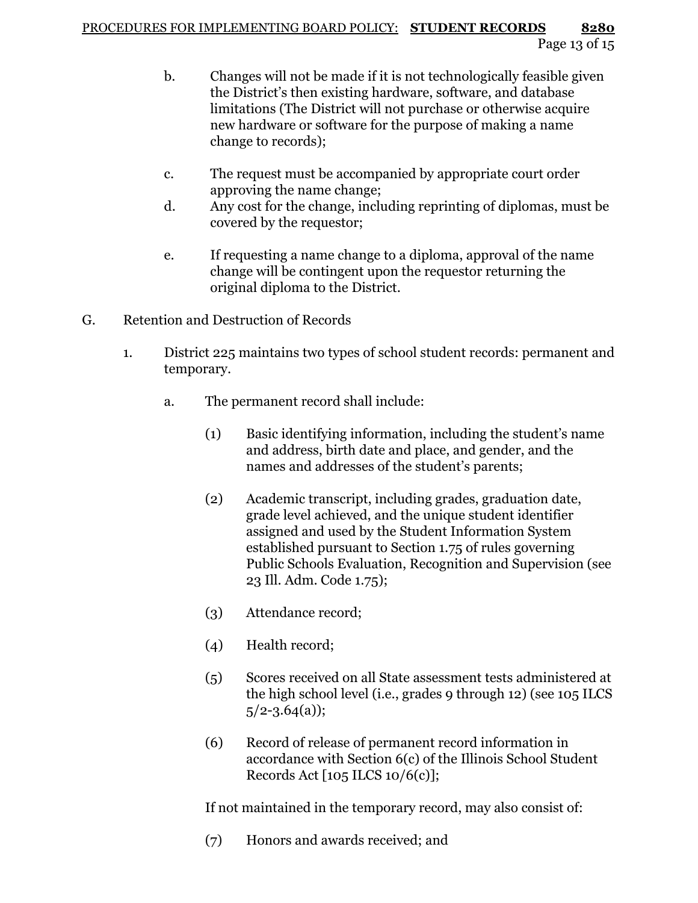b. Changes will not be made if it is not technologically feasible given the District's then existing hardware, software, and database limitations (The District will not purchase or otherwise acquire new hardware or software for the purpose of making a name change to records);

c. The request must be accompanied by appropriate court order approving the name change;

d. Any cost for the change, including reprinting of diplomas, must be covered by the requestor;

e. If requesting a name change to a diploma, approval of the name change will be contingent upon the requestor returning the original diploma to the District.

G. Retention and Destruction of Records

1. District 225 maintains two types of school student records: permanent and temporary.

   a. The permanent record shall include:

      (1) Basic identifying information, including the student's name and address, birth date and place, and gender, and the names and addresses of the student's parents;

      (2) Academic transcript, including grades, graduation date, grade level achieved, and the unique student identifier assigned and used by the Student Information System established pursuant to Section 1.75 of rules governing Public Schools Evaluation, Recognition and Supervision (see 23 Ill. Adm. Code 1.75);

      (3) Attendance record;

      (4) Health record;

      (5) Scores received on all State assessment tests administered at the high school level (i.e., grades 9 through 12) (see 105 ILCS 5/2-3.64(a));

      (6) Record of release of permanent record information in accordance with Section 6(c) of the Illinois School Student Records Act [105 ILCS 10/6(c)];

      If not maintained in the temporary record, may also consist of:

      (7) Honors and awards received; and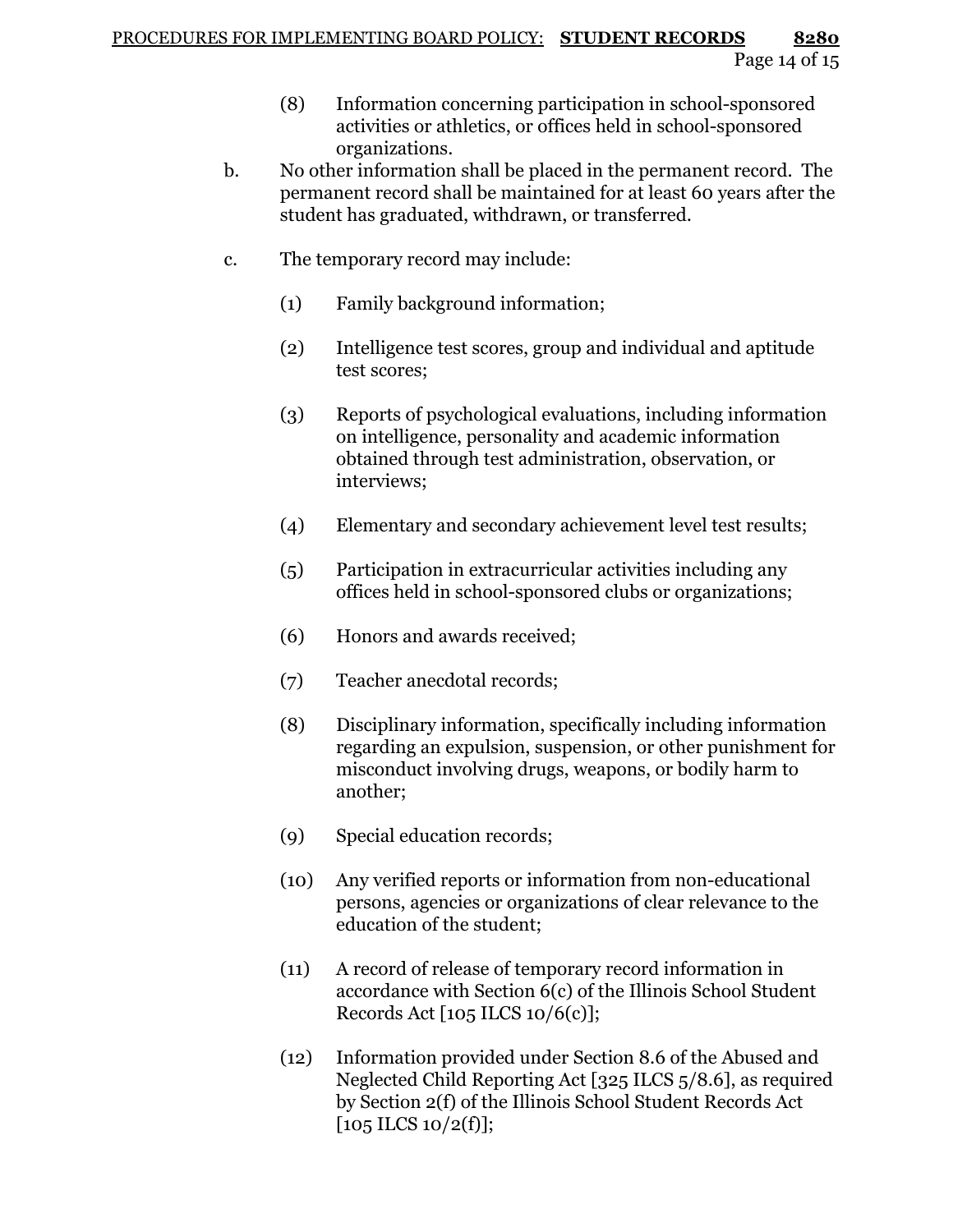(8) Information concerning participation in school-sponsored activities or athletics, or offices held in school-sponsored organizations.

b. No other information shall be placed in the permanent record. The permanent record shall be maintained for at least 60 years after the student has graduated, withdrawn, or transferred.

c. The temporary record may include:

(1) Family background information;

(2) Intelligence test scores, group and individual and aptitude test scores;

(3) Reports of psychological evaluations, including information on intelligence, personality and academic information obtained through test administration, observation, or interviews;

(4) Elementary and secondary achievement level test results;

(5) Participation in extracurricular activities including any offices held in school-sponsored clubs or organizations;

(6) Honors and awards received;

(7) Teacher anecdotal records;

(8) Disciplinary information, specifically including information regarding an expulsion, suspension, or other punishment for misconduct involving drugs, weapons, or bodily harm to another;

(9) Special education records;

(10) Any verified reports or information from non-educational persons, agencies or organizations of clear relevance to the education of the student;

(11) A record of release of temporary record information in accordance with Section 6(c) of the Illinois School Student Records Act [105 ILCS 10/6(c)];

(12) Information provided under Section 8.6 of the Abused and Neglected Child Reporting Act [325 ILCS 5/8.6], as required by Section 2(f) of the Illinois School Student Records Act [105 ILCS 10/2(f)];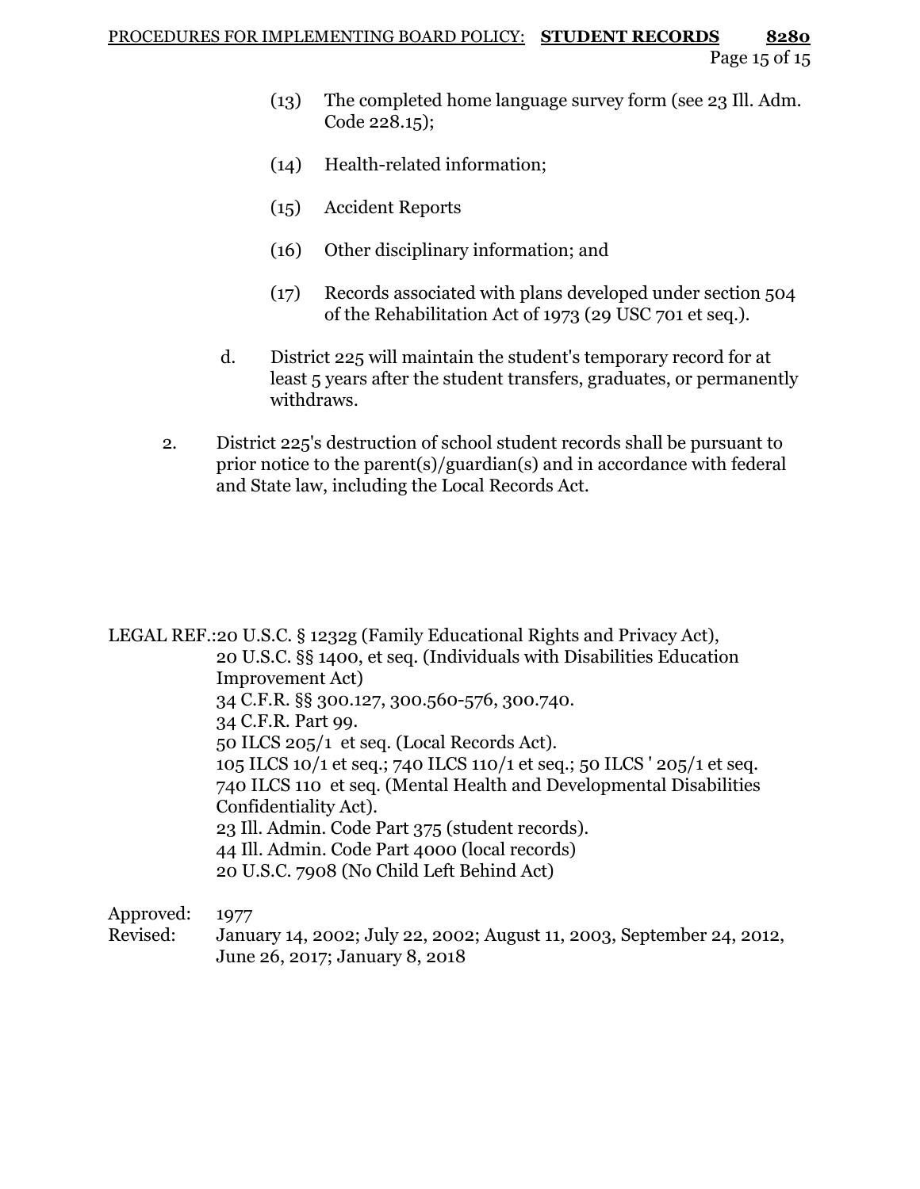(13) The completed home language survey form (see 23 Ill. Adm. Code 228.15);

(14) Health-related information;

(15) Accident Reports

(16) Other disciplinary information; and

(17) Records associated with plans developed under section 504 of the Rehabilitation Act of 1973 (29 USC 701 et seq.).

d. District 225 will maintain the student's temporary record for at least 5 years after the student transfers, graduates, or permanently withdraws.

2. District 225's destruction of school student records shall be pursuant to prior notice to the parent(s)/guardian(s) and in accordance with federal and State law, including the Local Records Act.

LEGAL REF.: 20 U.S.C. § 1232g (Family Educational Rights and Privacy Act),
20 U.S.C. §§ 1400, et seq. (Individuals with Disabilities Education Improvement Act)
34 C.F.R. §§ 300.127, 300.560-576, 300.740.
34 C.F.R. Part 99.
50 ILCS 205/1 et seq. (Local Records Act).
105 ILCS 10/1 et seq.; 740 ILCS 110/1 et seq.; 50 ILCS ' 205/1 et seq.
740 ILCS 110 et seq. (Mental Health and Developmental Disabilities Confidentiality Act).
23 Ill. Admin. Code Part 375 (student records).
44 Ill. Admin. Code Part 4000 (local records)
20 U.S.C. 7908 (No Child Left Behind Act)

Approved: 1977
Revised: January 14, 2002; July 22, 2002; August 11, 2003, September 24, 2012, June 26, 2017; January 8, 2018